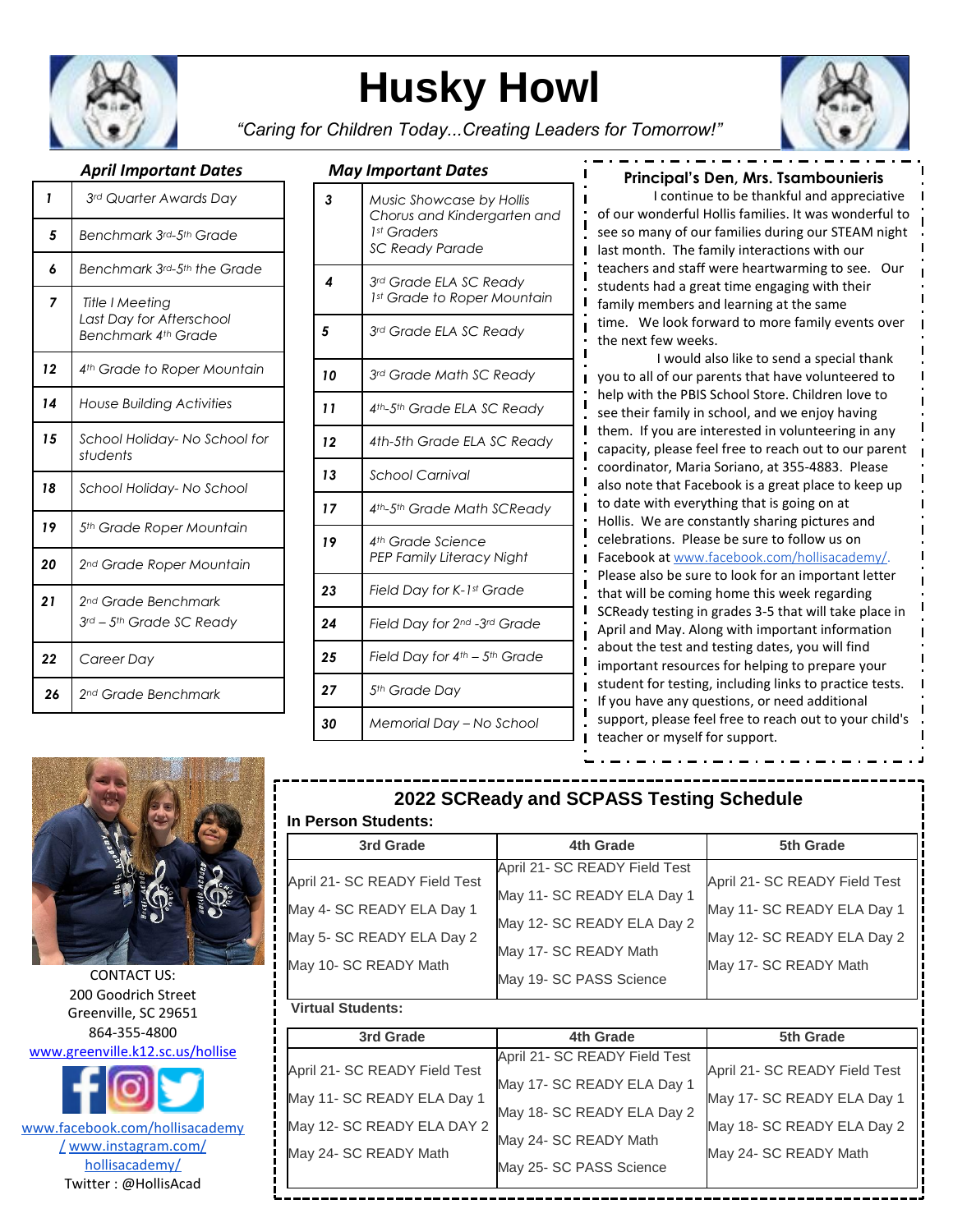# Husky Howl

*"Caring for Children Today...Creating Leaders for Tomorrow!"*

### *April Important Dates*

| | |
|---|---|
| 1 | 3rd Quarter Awards Day |
| 5 | Benchmark 3rd-5th Grade |
| 6 | Benchmark 3rd-5th the Grade |
| 7 | Title I Meeting<br>Last Day for Afterschool<br>Benchmark 4th Grade |
| 12 | 4th Grade to Roper Mountain |
| 14 | House Building Activities |
| 15 | School Holiday- No School for students |
| 18 | School Holiday- No School |
| 19 | 5th Grade Roper Mountain |
| 20 | 2nd Grade Roper Mountain |
| 21 | 2nd Grade Benchmark<br>3rd – 5th Grade SC Ready |
| 22 | Career Day |
| 26 | 2nd Grade Benchmark |

### *May Important Dates*

| | |
|---|---|
| 3 | Music Showcase by Hollis Chorus and Kindergarten and 1st Graders<br>SC Ready Parade |
| 4 | 3rd Grade ELA SC Ready<br>1st Grade to Roper Mountain |
| 5 | 3rd Grade ELA SC Ready |
| 10 | 3rd Grade Math SC Ready |
| 11 | 4th-5th Grade ELA SC Ready |
| 12 | 4th-5th Grade ELA SC Ready |
| 13 | School Carnival |
| 17 | 4th-5th Grade Math SCReady |
| 19 | 4th Grade Science<br>PEP Family Literacy Night |
| 23 | Field Day for K-1st Grade |
| 24 | Field Day for 2nd -3rd Grade |
| 25 | Field Day for 4th – 5th Grade |
| 27 | 5th Grade Day |
| 30 | Memorial Day – No School |

### Principal's Den, Mrs. Tsambounieris

I continue to be thankful and appreciative of our wonderful Hollis families. It was wonderful to see so many of our families during our STEAM night last month. The family interactions with our teachers and staff were heartwarming to see. Our students had a great time engaging with their family members and learning at the same time. We look forward to more family events over the next few weeks.

I would also like to send a special thank you to all of our parents that have volunteered to help with the PBIS School Store. Children love to see their family in school, and we enjoy having them. If you are interested in volunteering in any capacity, please feel free to reach out to our parent coordinator, Maria Soriano, at 355-4883. Please also note that Facebook is a great place to keep up to date with everything that is going on at Hollis. We are constantly sharing pictures and celebrations. Please be sure to follow us on Facebook at www.facebook.com/hollisacademy/. Please also be sure to look for an important letter that will be coming home this week regarding SCReady testing in grades 3-5 that will take place in April and May. Along with important information about the test and testing dates, you will find important resources for helping to prepare your student for testing, including links to practice tests. If you have any questions, or need additional support, please feel free to reach out to your child's teacher or myself for support.

CONTACT US:
200 Goodrich Street
Greenville, SC 29651
864-355-4800
www.greenville.k12.sc.us/hollise

www.facebook.com/hollisacademy/ www.instagram.com/hollisacademy/
Twitter : @HollisAcad

## 2022 SCReady and SCPASS Testing Schedule

**In Person Students:**

| 3rd Grade | 4th Grade | 5th Grade |
|---|---|---|
| April 21- SC READY Field Test<br>May 4- SC READY ELA Day 1<br>May 5- SC READY ELA Day 2<br>May 10- SC READY Math | April 21- SC READY Field Test<br>May 11- SC READY ELA Day 1<br>May 12- SC READY ELA Day 2<br>May 17- SC READY Math<br>May 19- SC PASS Science | April 21- SC READY Field Test<br>May 11- SC READY ELA Day 1<br>May 12- SC READY ELA Day 2<br>May 17- SC READY Math |

**Virtual Students:**

| 3rd Grade | 4th Grade | 5th Grade |
|---|---|---|
| April 21- SC READY Field Test<br>May 11- SC READY ELA Day 1<br>May 12- SC READY ELA DAY 2<br>May 24- SC READY Math | April 21- SC READY Field Test<br>May 17- SC READY ELA Day 1<br>May 18- SC READY ELA Day 2<br>May 24- SC READY Math<br>May 25- SC PASS Science | April 21- SC READY Field Test<br>May 17- SC READY ELA Day 1<br>May 18- SC READY ELA Day 2<br>May 24- SC READY Math |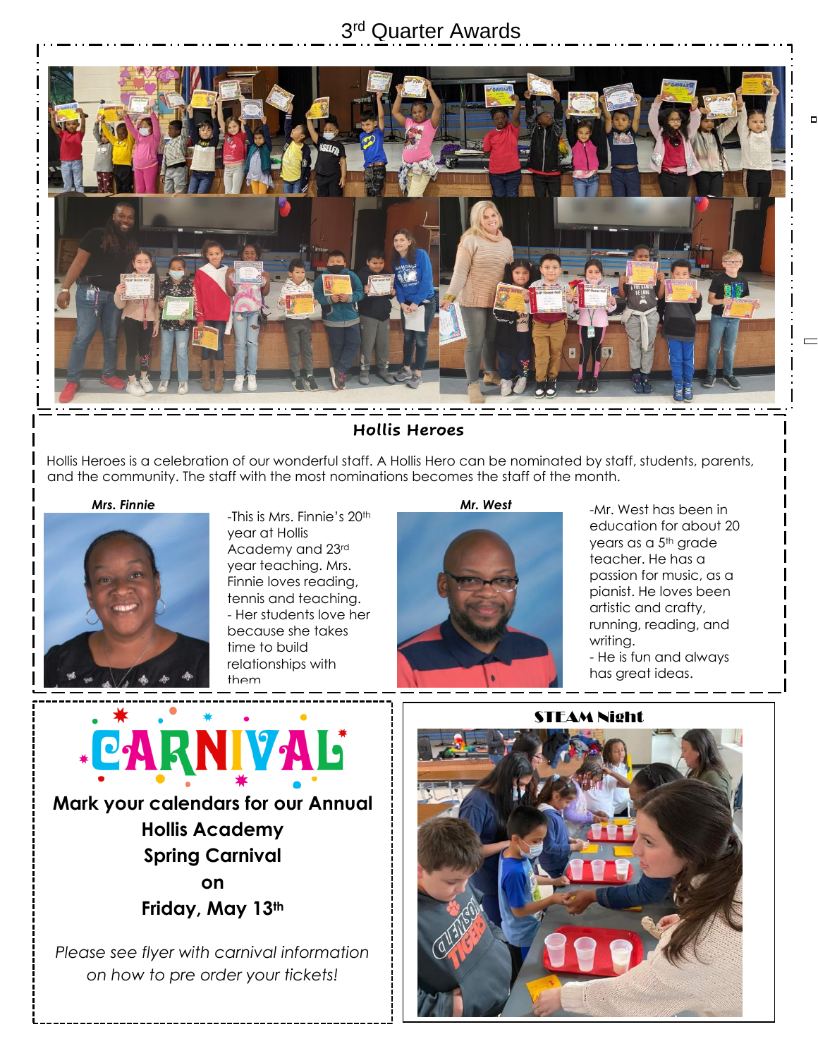## 3rd Quarter Awards

## Hollis Heroes

Hollis Heroes is a celebration of our wonderful staff. A Hollis Hero can be nominated by staff, students, parents, and the community. The staff with the most nominations becomes the staff of the month.

***Mrs. Finnie***

-This is Mrs. Finnie's 20th year at Hollis Academy and 23rd year teaching. Mrs. Finnie loves reading, tennis and teaching.
- Her students love her because she takes time to build relationships with them

***Mr. West***

-Mr. West has been in education for about 20 years as a 5th grade teacher. He has a passion for music, as a pianist. He loves been artistic and crafty, running, reading, and writing.
- He is fun and always has great ideas.

## CARNIVAL

**Mark your calendars for our Annual Hollis Academy Spring Carnival on Friday, May 13th**

*Please see flyer with carnival information on how to pre order your tickets!*

## STEAM Night